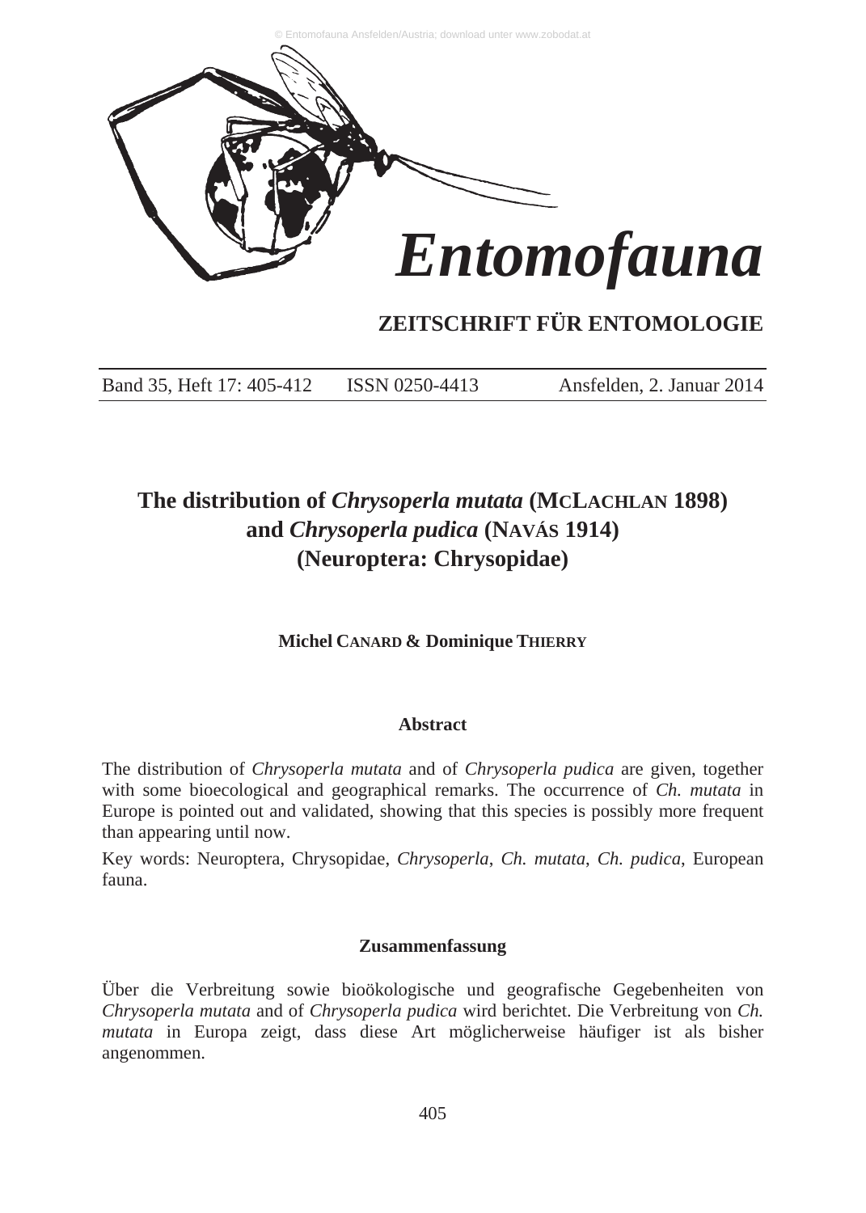# Entomofauna

## ZEITSCHRIFT FÜR ENTOMOLOGIE

Band 35, Heft 17: 405-412 ISSN 0250-4413 Ansfelden, 2. Januar 2014

# The distribution of *Chrysoperla mutata* (McLachlan 1898) and *Chrysoperla pudica* (Navás 1914) (Neuroptera: Chrysopidae)

**Michel Canard & Dominique Thierry**

### Abstract

The distribution of *Chrysoperla mutata* and of *Chrysoperla pudica* are given, together with some bioecological and geographical remarks. The occurrence of *Ch. mutata* in Europe is pointed out and validated, showing that this species is possibly more frequent than appearing until now.

Key words: Neuroptera, Chrysopidae, *Chrysoperla*, *Ch. mutata*, *Ch. pudica*, European fauna.

### Zusammenfassung

Über die Verbreitung sowie bioökologische und geografische Gegebenheiten von *Chrysoperla mutata* and of *Chrysoperla pudica* wird berichtet. Die Verbreitung von *Ch. mutata* in Europa zeigt, dass diese Art möglicherweise häufiger ist als bisher angenommen.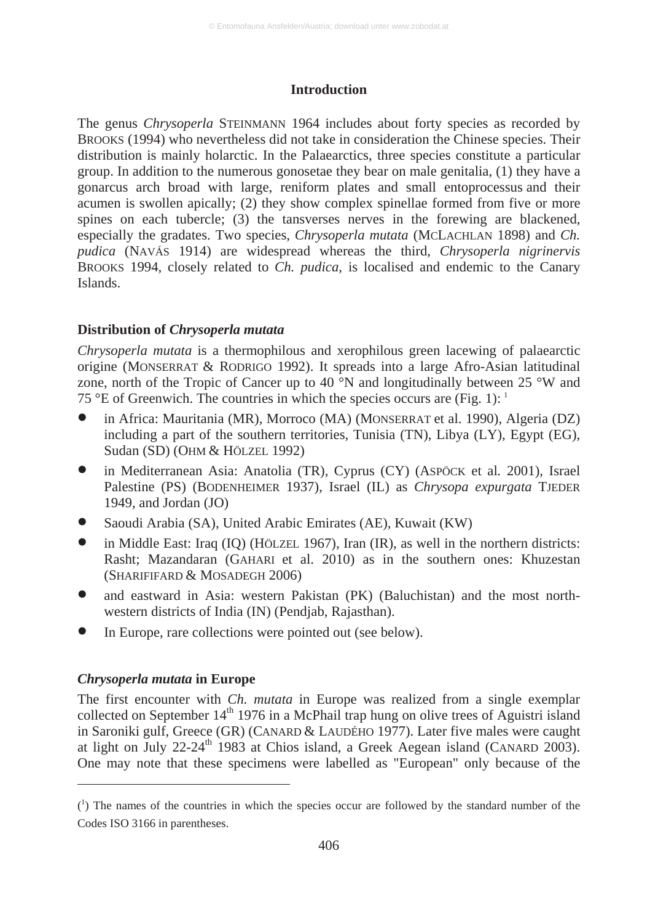## Introduction

The genus *Chrysoperla* STEINMANN 1964 includes about forty species as recorded by BROOKS (1994) who nevertheless did not take in consideration the Chinese species. Their distribution is mainly holarctic. In the Palaearctics, three species constitute a particular group. In addition to the numerous gonosetae they bear on male genitalia, (1) they have a gonarcus arch broad with large, reniform plates and small entoprocessus and their acumen is swollen apically; (2) they show complex spinellae formed from five or more spines on each tubercle; (3) the tansverses nerves in the forewing are blackened, especially the gradates. Two species, *Chrysoperla mutata* (MCLACHLAN 1898) and *Ch. pudica* (NAVÁS 1914) are widespread whereas the third, *Chrysoperla nigrinervis* BROOKS 1994, closely related to *Ch. pudica*, is localised and endemic to the Canary Islands.

### Distribution of *Chrysoperla mutata*

*Chrysoperla mutata* is a thermophilous and xerophilous green lacewing of palaearctic origine (MONSERRAT & RODRIGO 1992). It spreads into a large Afro-Asian latitudinal zone, north of the Tropic of Cancer up to 40 °N and longitudinally between 25 °W and 75 °E of Greenwich. The countries in which the species occurs are (Fig. 1): [1]

- in Africa: Mauritania (MR), Morroco (MA) (MONSERRAT et al. 1990), Algeria (DZ) including a part of the southern territories, Tunisia (TN), Libya (LY), Egypt (EG), Sudan (SD) (OHM & HÖLZEL 1992)
- in Mediterranean Asia: Anatolia (TR), Cyprus (CY) (ASPÖCK et al. 2001), Israel Palestine (PS) (BODENHEIMER 1937), Israel (IL) as *Chrysopa expurgata* TJEDER 1949, and Jordan (JO)
- Saoudi Arabia (SA), United Arabic Emirates (AE), Kuwait (KW)
- in Middle East: Iraq (IQ) (HÖLZEL 1967), Iran (IR), as well in the northern districts: Rasht; Mazandaran (GAHARI et al. 2010) as in the southern ones: Khuzestan (SHARIFIFARD & MOSADEGH 2006)
- and eastward in Asia: western Pakistan (PK) (Baluchistan) and the most north-western districts of India (IN) (Pendjab, Rajasthan).
- In Europe, rare collections were pointed out (see below).

### *Chrysoperla mutata* in Europe

The first encounter with *Ch. mutata* in Europe was realized from a single exemplar collected on September 14th 1976 in a McPhail trap hung on olive trees of Aguistri island in Saroniki gulf, Greece (GR) (CANARD & LAUDÉHO 1977). Later five males were caught at light on July 22-24th 1983 at Chios island, a Greek Aegean island (CANARD 2003). One may note that these specimens were labelled as "European" only because of the

---

([1]) The names of the countries in which the species occur are followed by the standard number of the Codes ISO 3166 in parentheses.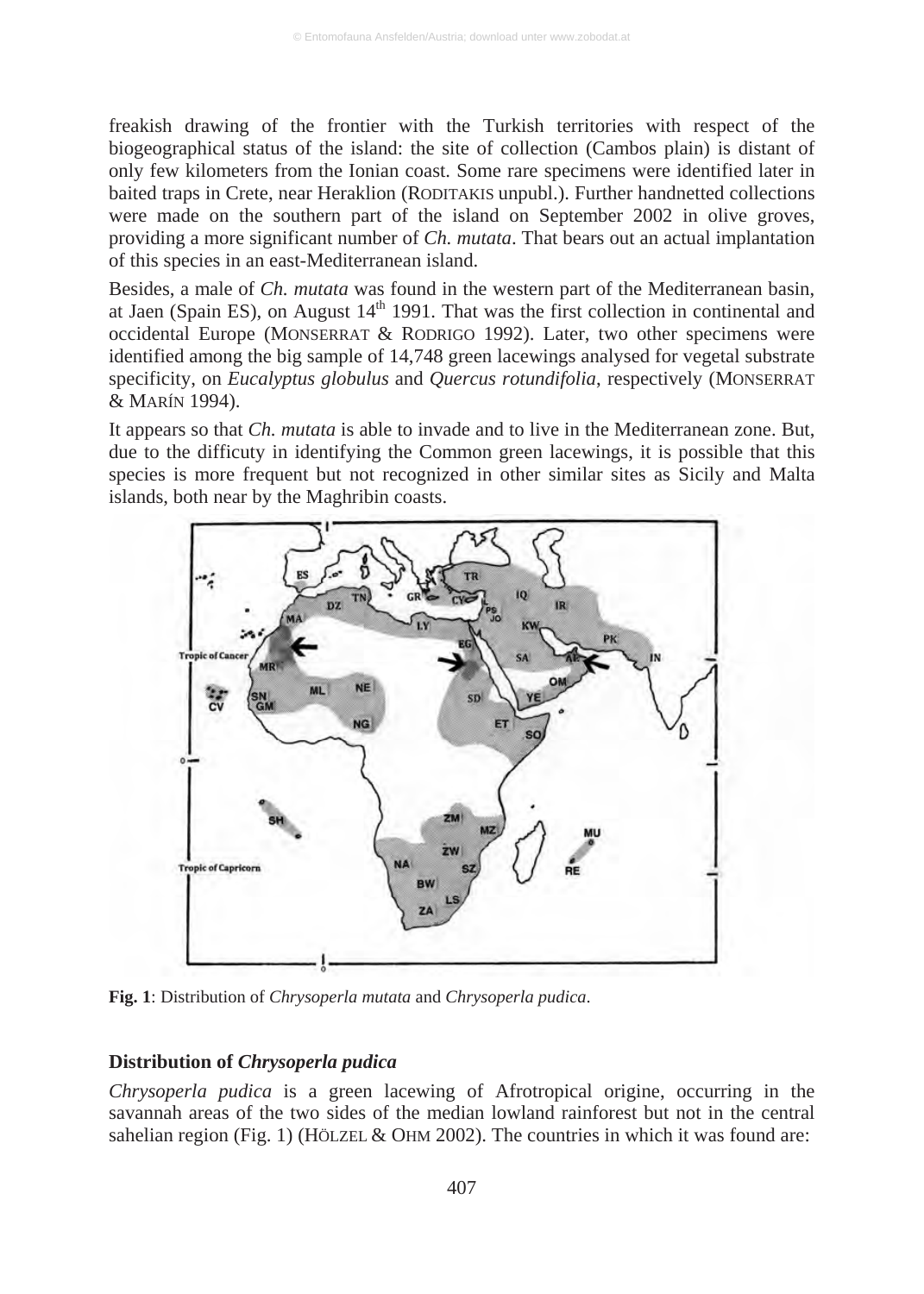freakish drawing of the frontier with the Turkish territories with respect of the biogeographical status of the island: the site of collection (Cambos plain) is distant of only few kilometers from the Ionian coast. Some rare specimens were identified later in baited traps in Crete, near Heraklion (RODITAKIS unpubl.). Further handnetted collections were made on the southern part of the island on September 2002 in olive groves, providing a more significant number of *Ch. mutata*. That bears out an actual implantation of this species in an east-Mediterranean island.

Besides, a male of *Ch. mutata* was found in the western part of the Mediterranean basin, at Jaen (Spain ES), on August 14th 1991. That was the first collection in continental and occidental Europe (MONSERRAT & RODRIGO 1992). Later, two other specimens were identified among the big sample of 14,748 green lacewings analysed for vegetal substrate specificity, on *Eucalyptus globulus* and *Quercus rotundifolia*, respectively (MONSERRAT & MARÍN 1994).

It appears so that *Ch. mutata* is able to invade and to live in the Mediterranean zone. But, due to the difficuty in identifying the Common green lacewings, it is possible that this species is more frequent but not recognized in other similar sites as Sicily and Malta islands, both near by the Maghribin coasts.

**Fig. 1**: Distribution of *Chrysoperla mutata* and *Chrysoperla pudica*.

### Distribution of *Chrysoperla pudica*

*Chrysoperla pudica* is a green lacewing of Afrotropical origine, occurring in the savannah areas of the two sides of the median lowland rainforest but not in the central sahelian region (Fig. 1) (HÖLZEL & OHM 2002). The countries in which it was found are: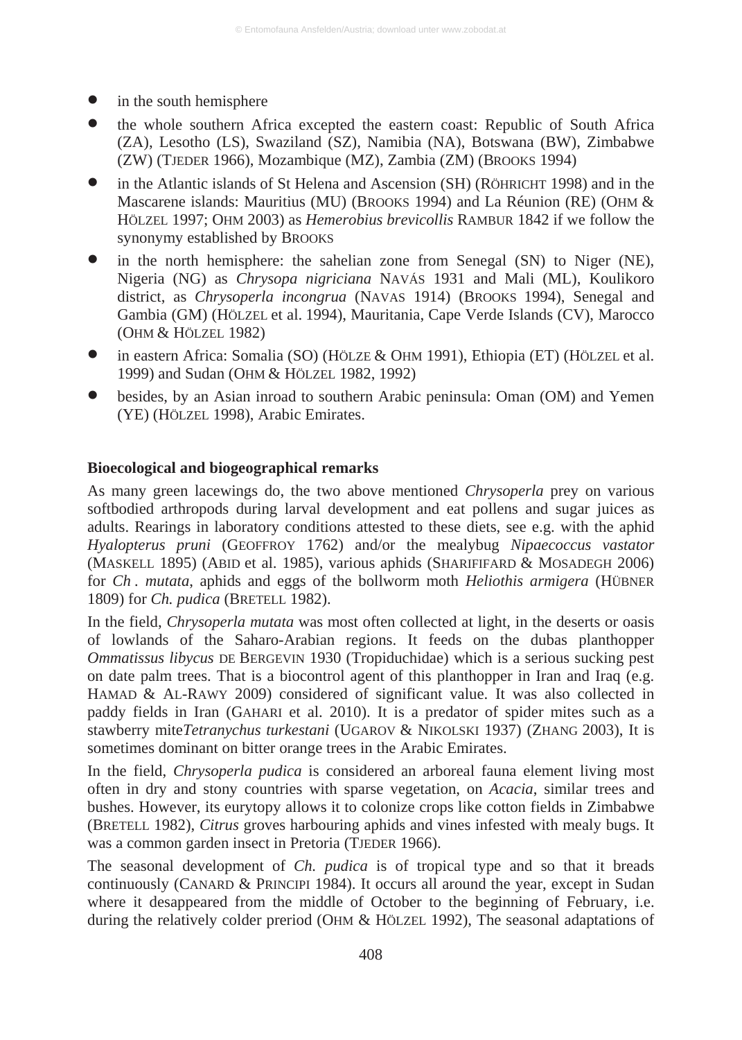- in the south hemisphere
- the whole southern Africa excepted the eastern coast: Republic of South Africa (ZA), Lesotho (LS), Swaziland (SZ), Namibia (NA), Botswana (BW), Zimbabwe (ZW) (TJEDER 1966), Mozambique (MZ), Zambia (ZM) (BROOKS 1994)
- in the Atlantic islands of St Helena and Ascension (SH) (RÖHRICHT 1998) and in the Mascarene islands: Mauritius (MU) (BROOKS 1994) and La Réunion (RE) (OHM & HÖLZEL 1997; OHM 2003) as *Hemerobius brevicollis* RAMBUR 1842 if we follow the synonymy established by BROOKS
- in the north hemisphere: the sahelian zone from Senegal (SN) to Niger (NE), Nigeria (NG) as *Chrysopa nigriciana* NAVÁS 1931 and Mali (ML), Koulikoro district, as *Chrysoperla incongrua* (NAVAS 1914) (BROOKS 1994), Senegal and Gambia (GM) (HÖLZEL et al. 1994), Mauritania, Cape Verde Islands (CV), Marocco (OHM & HÖLZEL 1982)
- in eastern Africa: Somalia (SO) (HÖLZE & OHM 1991), Ethiopia (ET) (HÖLZEL et al. 1999) and Sudan (OHM & HÖLZEL 1982, 1992)
- besides, by an Asian inroad to southern Arabic peninsula: Oman (OM) and Yemen (YE) (HÖLZEL 1998), Arabic Emirates.

**Bioecological and biogeographical remarks**

As many green lacewings do, the two above mentioned *Chrysoperla* prey on various softbodied arthropods during larval development and eat pollens and sugar juices as adults. Rearings in laboratory conditions attested to these diets, see e.g. with the aphid *Hyalopterus pruni* (GEOFFROY 1762) and/or the mealybug *Nipaecoccus vastator* (MASKELL 1895) (ABID et al. 1985), various aphids (SHARIFIFARD & MOSADEGH 2006) for *Ch . mutata*, aphids and eggs of the bollworm moth *Heliothis armigera* (HÜBNER 1809) for *Ch. pudica* (BRETELL 1982).

In the field, *Chrysoperla mutata* was most often collected at light, in the deserts or oasis of lowlands of the Saharo-Arabian regions. It feeds on the dubas planthopper *Ommatissus libycus* DE BERGEVIN 1930 (Tropiduchidae) which is a serious sucking pest on date palm trees. That is a biocontrol agent of this planthopper in Iran and Iraq (e.g. HAMAD & AL-RAWY 2009) considered of significant value. It was also collected in paddy fields in Iran (GAHARI et al. 2010). It is a predator of spider mites such as a stawberry mite*Tetranychus turkestani* (UGAROV & NIKOLSKI 1937) (ZHANG 2003), It is sometimes dominant on bitter orange trees in the Arabic Emirates.

In the field, *Chrysoperla pudica* is considered an arboreal fauna element living most often in dry and stony countries with sparse vegetation, on *Acacia*, similar trees and bushes. However, its eurytopy allows it to colonize crops like cotton fields in Zimbabwe (BRETELL 1982), *Citrus* groves harbouring aphids and vines infested with mealy bugs. It was a common garden insect in Pretoria (TJEDER 1966).

The seasonal development of *Ch. pudica* is of tropical type and so that it breads continuously (CANARD & PRINCIPI 1984). It occurs all around the year, except in Sudan where it desappeared from the middle of October to the beginning of February, i.e. during the relatively colder preriod (OHM & HÖLZEL 1992), The seasonal adaptations of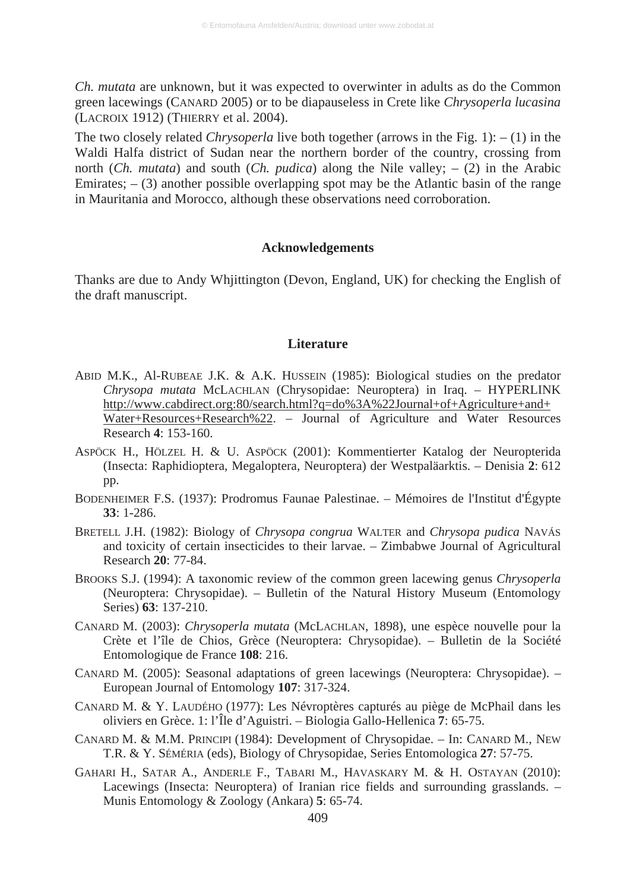*Ch. mutata* are unknown, but it was expected to overwinter in adults as do the Common green lacewings (CANARD 2005) or to be diapauseless in Crete like *Chrysoperla lucasina* (LACROIX 1912) (THIERRY et al. 2004).

The two closely related *Chrysoperla* live both together (arrows in the Fig. 1): – (1) in the Waldi Halfa district of Sudan near the northern border of the country, crossing from north (*Ch. mutata*) and south (*Ch. pudica*) along the Nile valley; – (2) in the Arabic Emirates; – (3) another possible overlapping spot may be the Atlantic basin of the range in Mauritania and Morocco, although these observations need corroboration.

## Acknowledgements

Thanks are due to Andy Whjittington (Devon, England, UK) for checking the English of the draft manuscript.

## Literature

ABID M.K., Al-RUBEAE J.K. & A.K. HUSSEIN (1985): Biological studies on the predator *Chrysopa mutata* McLACHLAN (Chrysopidae: Neuroptera) in Iraq. – HYPERLINK http://www.cabdirect.org:80/search.html?q=do%3A%22Journal+of+Agriculture+and+Water+Resources+Research%22. – Journal of Agriculture and Water Resources Research **4**: 153-160.

ASPÖCK H., HÖLZEL H. & U. ASPÖCK (2001): Kommentierter Katalog der Neuropterida (Insecta: Raphidioptera, Megaloptera, Neuroptera) der Westpaläarktis. – Denisia **2**: 612 pp.

BODENHEIMER F.S. (1937): Prodromus Faunae Palestinae. – Mémoires de l'Institut d'Égypte **33**: 1-286.

BRETELL J.H. (1982): Biology of *Chrysopa congrua* WALTER and *Chrysopa pudica* NAVÁS and toxicity of certain insecticides to their larvae. – Zimbabwe Journal of Agricultural Research **20**: 77-84.

BROOKS S.J. (1994): A taxonomic review of the common green lacewing genus *Chrysoperla* (Neuroptera: Chrysopidae). – Bulletin of the Natural History Museum (Entomology Series) **63**: 137-210.

CANARD M. (2003): *Chrysoperla mutata* (McLACHLAN, 1898), une espèce nouvelle pour la Crète et l'île de Chios, Grèce (Neuroptera: Chrysopidae). – Bulletin de la Société Entomologique de France **108**: 216.

CANARD M. (2005): Seasonal adaptations of green lacewings (Neuroptera: Chrysopidae). – European Journal of Entomology **107**: 317-324.

CANARD M. & Y. LAUDÉHO (1977): Les Névroptères capturés au piège de McPhail dans les oliviers en Grèce. 1: l'Île d'Aguistri. – Biologia Gallo-Hellenica **7**: 65-75.

CANARD M. & M.M. PRINCIPI (1984): Development of Chrysopidae. – In: CANARD M., NEW T.R. & Y. SÉMÉRIA (eds), Biology of Chrysopidae, Series Entomologica **27**: 57-75.

GAHARI H., SATAR A., ANDERLE F., TABARI M., HAVASKARY M. & H. OSTAYAN (2010): Lacewings (Insecta: Neuroptera) of Iranian rice fields and surrounding grasslands. – Munis Entomology & Zoology (Ankara) **5**: 65-74.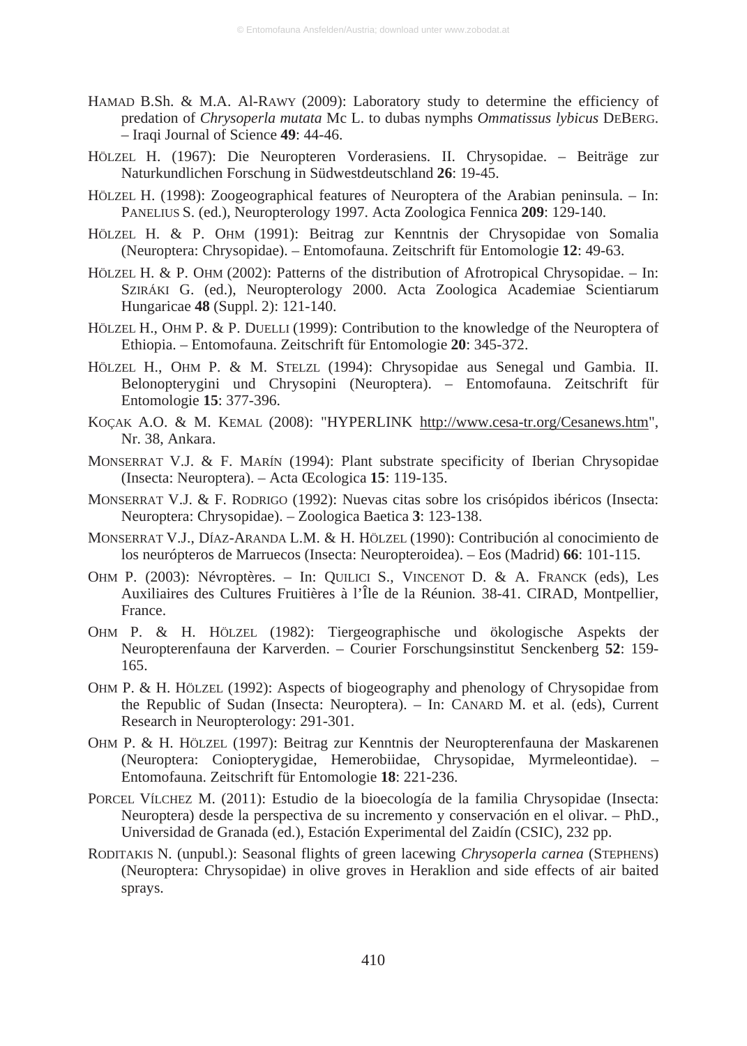HAMAD B.Sh. & M.A. Al-RAWY (2009): Laboratory study to determine the efficiency of predation of *Chrysoperla mutata* Mc L. to dubas nymphs *Ommatissus lybicus* DEBERG. – Iraqi Journal of Science **49**: 44-46.

HÖLZEL H. (1967): Die Neuropteren Vorderasiens. II. Chrysopidae. – Beiträge zur Naturkundlichen Forschung in Südwestdeutschland **26**: 19-45.

HÖLZEL H. (1998): Zoogeographical features of Neuroptera of the Arabian peninsula. – In: PANELIUS S. (ed.), Neuropterology 1997. Acta Zoologica Fennica **209**: 129-140.

HÖLZEL H. & P. OHM (1991): Beitrag zur Kenntnis der Chrysopidae von Somalia (Neuroptera: Chrysopidae). – Entomofauna. Zeitschrift für Entomologie **12**: 49-63.

HÖLZEL H. & P. OHM (2002): Patterns of the distribution of Afrotropical Chrysopidae. – In: SZIRÁKI G. (ed.), Neuropterology 2000. Acta Zoologica Academiae Scientiarum Hungaricae **48** (Suppl. 2): 121-140.

HÖLZEL H., OHM P. & P. DUELLI (1999): Contribution to the knowledge of the Neuroptera of Ethiopia. – Entomofauna. Zeitschrift für Entomologie **20**: 345-372.

HÖLZEL H., OHM P. & M. STELZL (1994): Chrysopidae aus Senegal und Gambia. II. Belonopterygini und Chrysopini (Neuroptera). – Entomofauna. Zeitschrift für Entomologie **15**: 377-396.

KOÇAK A.O. & M. KEMAL (2008): "HYPERLINK http://www.cesa-tr.org/Cesanews.htm", Nr. 38, Ankara.

MONSERRAT V.J. & F. MARÍN (1994): Plant substrate specificity of Iberian Chrysopidae (Insecta: Neuroptera). – Acta Œcologica **15**: 119-135.

MONSERRAT V.J. & F. RODRIGO (1992): Nuevas citas sobre los crisópidos ibéricos (Insecta: Neuroptera: Chrysopidae). – Zoologica Baetica **3**: 123-138.

MONSERRAT V.J., DÍAZ-ARANDA L.M. & H. HÖLZEL (1990): Contribución al conocimiento de los neurópteros de Marruecos (Insecta: Neuropteroidea). – Eos (Madrid) **66**: 101-115.

OHM P. (2003): Névroptères. – In: QUILICI S., VINCENOT D. & A. FRANCK (eds), Les Auxiliaires des Cultures Fruitières à l'Île de la Réunion. 38-41. CIRAD, Montpellier, France.

OHM P. & H. HÖLZEL (1982): Tiergeographische und ökologische Aspekts der Neuropterenfauna der Karverden. – Courier Forschungsinstitut Senckenberg **52**: 159-165.

OHM P. & H. HÖLZEL (1992): Aspects of biogeography and phenology of Chrysopidae from the Republic of Sudan (Insecta: Neuroptera). – In: CANARD M. et al. (eds), Current Research in Neuropterology: 291-301.

OHM P. & H. HÖLZEL (1997): Beitrag zur Kenntnis der Neuropterenfauna der Maskarenen (Neuroptera: Coniopterygidae, Hemerobiidae, Chrysopidae, Myrmeleontidae). – Entomofauna. Zeitschrift für Entomologie **18**: 221-236.

PORCEL VÍLCHEZ M. (2011): Estudio de la bioecología de la familia Chrysopidae (Insecta: Neuroptera) desde la perspectiva de su incremento y conservación en el olivar. – PhD., Universidad de Granada (ed.), Estación Experimental del Zaidín (CSIC), 232 pp.

RODITAKIS N. (unpubl.): Seasonal flights of green lacewing *Chrysoperla carnea* (STEPHENS) (Neuroptera: Chrysopidae) in olive groves in Heraklion and side effects of air baited sprays.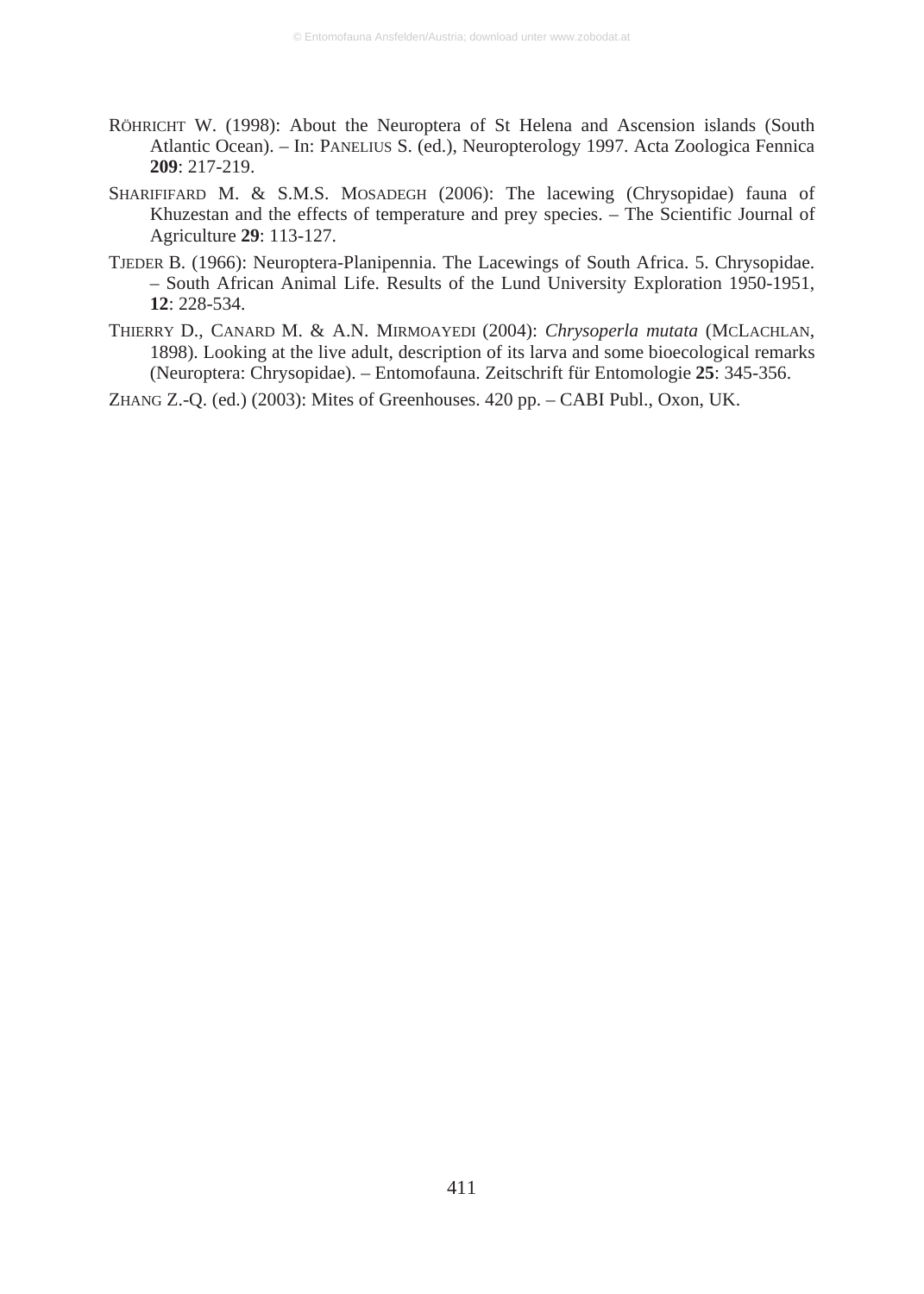RÖHRICHT W. (1998): About the Neuroptera of St Helena and Ascension islands (South Atlantic Ocean). – In: PANELIUS S. (ed.), Neuropterology 1997. Acta Zoologica Fennica **209**: 217-219.

SHARIFIFARD M. & S.M.S. MOSADEGH (2006): The lacewing (Chrysopidae) fauna of Khuzestan and the effects of temperature and prey species. – The Scientific Journal of Agriculture **29**: 113-127.

TJEDER B. (1966): Neuroptera-Planipennia. The Lacewings of South Africa. 5. Chrysopidae. – South African Animal Life. Results of the Lund University Exploration 1950-1951, **12**: 228-534.

THIERRY D., CANARD M. & A.N. MIRMOAYEDI (2004): *Chrysoperla mutata* (MCLACHLAN, 1898). Looking at the live adult, description of its larva and some bioecological remarks (Neuroptera: Chrysopidae). – Entomofauna. Zeitschrift für Entomologie **25**: 345-356.

ZHANG Z.-Q. (ed.) (2003): Mites of Greenhouses. 420 pp. – CABI Publ., Oxon, UK.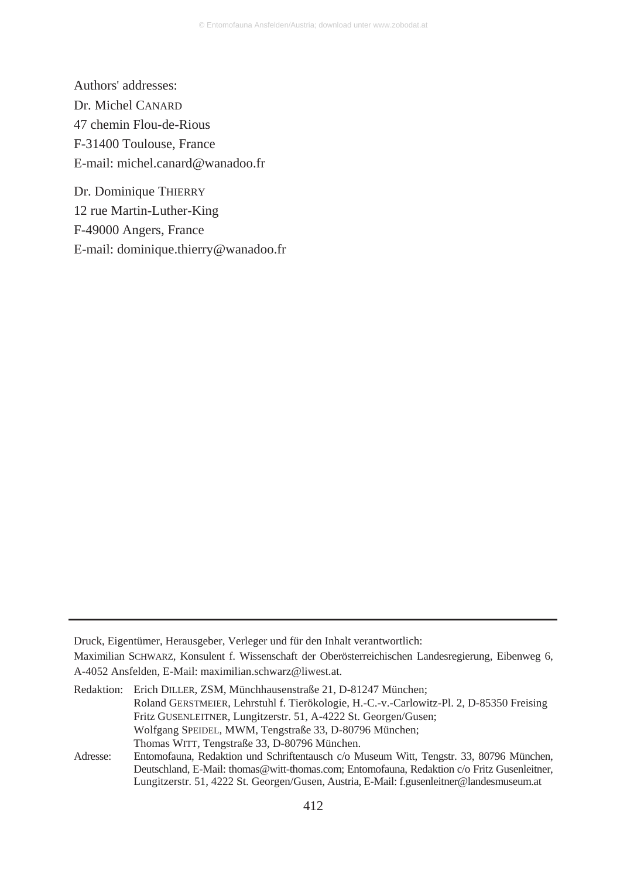Authors' addresses:

Dr. Michel CANARD
47 chemin Flou-de-Rious
F-31400 Toulouse, France
E-mail: michel.canard@wanadoo.fr

Dr. Dominique THIERRY
12 rue Martin-Luther-King
F-49000 Angers, France
E-mail: dominique.thierry@wanadoo.fr

---

Druck, Eigentümer, Herausgeber, Verleger und für den Inhalt verantwortlich:
Maximilian SCHWARZ, Konsulent f. Wissenschaft der Oberösterreichischen Landesregierung, Eibenweg 6, A-4052 Ansfelden, E-Mail: maximilian.schwarz@liwest.at.

Redaktion: Erich DILLER, ZSM, Münchhausenstraße 21, D-81247 München;
Roland GERSTMEIER, Lehrstuhl f. Tierökologie, H.-C.-v.-Carlowitz-Pl. 2, D-85350 Freising
Fritz GUSENLEITNER, Lungitzerstr. 51, A-4222 St. Georgen/Gusen;
Wolfgang SPEIDEL, MWM, Tengstraße 33, D-80796 München;
Thomas WITT, Tengstraße 33, D-80796 München.

Adresse: Entomofauna, Redaktion und Schriftentausch c/o Museum Witt, Tengstr. 33, 80796 München, Deutschland, E-Mail: thomas@witt-thomas.com; Entomofauna, Redaktion c/o Fritz Gusenleitner, Lungitzerstr. 51, 4222 St. Georgen/Gusen, Austria, E-Mail: f.gusenleitner@landesmuseum.at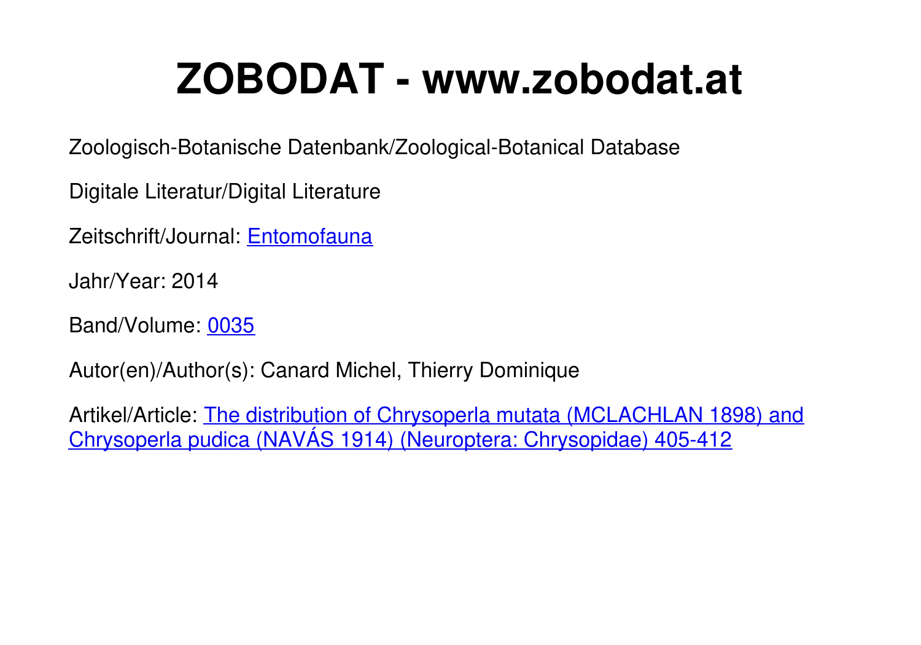# ZOBODAT - www.zobodat.at

Zoologisch-Botanische Datenbank/Zoological-Botanical Database

Digitale Literatur/Digital Literature

Zeitschrift/Journal: Entomofauna

Jahr/Year: 2014

Band/Volume: 0035

Autor(en)/Author(s): Canard Michel, Thierry Dominique

Artikel/Article: The distribution of Chrysoperla mutata (MCLACHLAN 1898) and Chrysoperla pudica (NAVÁS 1914) (Neuroptera: Chrysopidae) 405-412